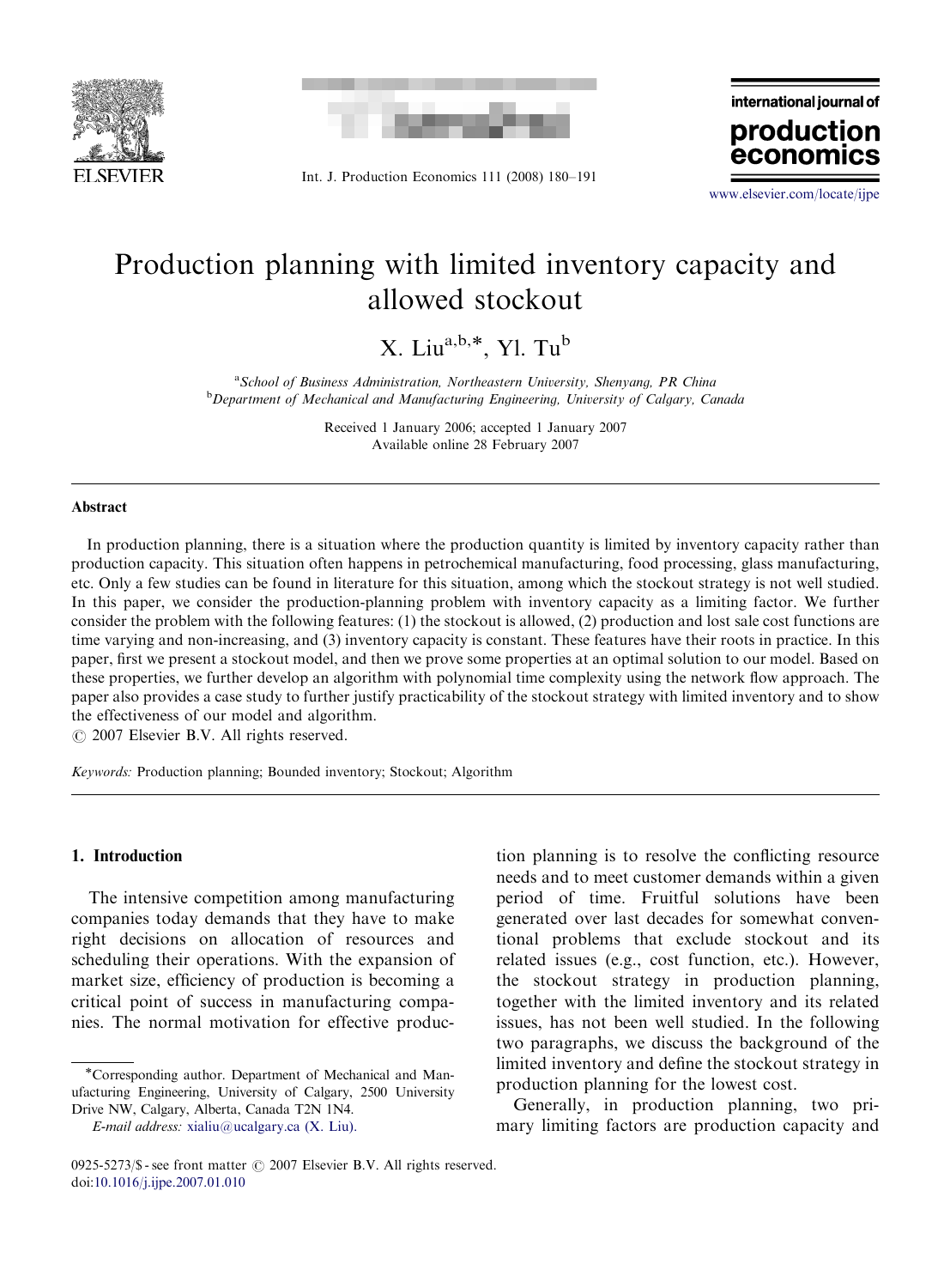# Production planning with limited inventory capacity and allowed stockout

X. Liu[a,b,*], Yl. Tu[b]

[a] School of Business Administration, Northeastern University, Shenyang, PR China
[b] Department of Mechanical and Manufacturing Engineering, University of Calgary, Canada

Received 1 January 2006; accepted 1 January 2007
Available online 28 February 2007

## Abstract

In production planning, there is a situation where the production quantity is limited by inventory capacity rather than production capacity. This situation often happens in petrochemical manufacturing, food processing, glass manufacturing, etc. Only a few studies can be found in literature for this situation, among which the stockout strategy is not well studied. In this paper, we consider the production-planning problem with inventory capacity as a limiting factor. We further consider the problem with the following features: (1) the stockout is allowed, (2) production and lost sale cost functions are time varying and non-increasing, and (3) inventory capacity is constant. These features have their roots in practice. In this paper, first we present a stockout model, and then we prove some properties at an optimal solution to our model. Based on these properties, we further develop an algorithm with polynomial time complexity using the network flow approach. The paper also provides a case study to further justify practicability of the stockout strategy with limited inventory and to show the effectiveness of our model and algorithm.

© 2007 Elsevier B.V. All rights reserved.

*Keywords:* Production planning; Bounded inventory; Stockout; Algorithm

## 1. Introduction

The intensive competition among manufacturing companies today demands that they have to make right decisions on allocation of resources and scheduling their operations. With the expansion of market size, efficiency of production is becoming a critical point of success in manufacturing companies. The normal motivation for effective production planning is to resolve the conflicting resource needs and to meet customer demands within a given period of time. Fruitful solutions have been generated over last decades for somewhat conventional problems that exclude stockout and its related issues (e.g., cost function, etc.). However, the stockout strategy in production planning, together with the limited inventory and its related issues, has not been well studied. In the following two paragraphs, we discuss the background of the limited inventory and define the stockout strategy in production planning for the lowest cost.

Generally, in production planning, two primary limiting factors are production capacity and

*Corresponding author. Department of Mechanical and Manufacturing Engineering, University of Calgary, 2500 University Drive NW, Calgary, Alberta, Canada T2N 1N4.
*E-mail address:* xialiu@ucalgary.ca (X. Liu).

0925-5273/$ - see front matter © 2007 Elsevier B.V. All rights reserved.
doi:10.1016/j.ijpe.2007.01.010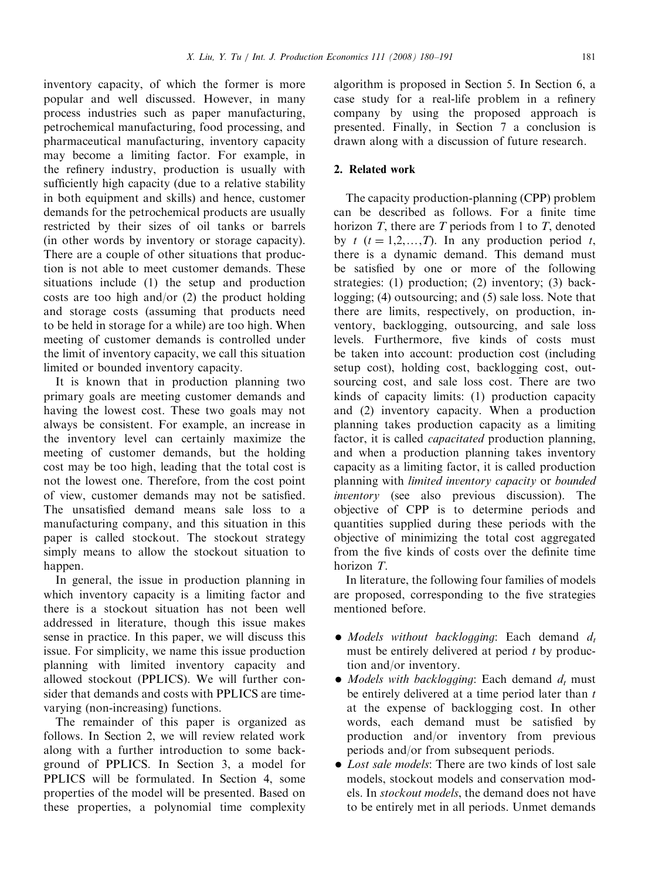inventory capacity, of which the former is more popular and well discussed. However, in many process industries such as paper manufacturing, petrochemical manufacturing, food processing, and pharmaceutical manufacturing, inventory capacity may become a limiting factor. For example, in the refinery industry, production is usually with sufficiently high capacity (due to a relative stability in both equipment and skills) and hence, customer demands for the petrochemical products are usually restricted by their sizes of oil tanks or barrels (in other words by inventory or storage capacity). There are a couple of other situations that production is not able to meet customer demands. These situations include (1) the setup and production costs are too high and/or (2) the product holding and storage costs (assuming that products need to be held in storage for a while) are too high. When meeting of customer demands is controlled under the limit of inventory capacity, we call this situation limited or bounded inventory capacity.

It is known that in production planning two primary goals are meeting customer demands and having the lowest cost. These two goals may not always be consistent. For example, an increase in the inventory level can certainly maximize the meeting of customer demands, but the holding cost may be too high, leading that the total cost is not the lowest one. Therefore, from the cost point of view, customer demands may not be satisfied. The unsatisfied demand means sale loss to a manufacturing company, and this situation in this paper is called stockout. The stockout strategy simply means to allow the stockout situation to happen.

In general, the issue in production planning in which inventory capacity is a limiting factor and there is a stockout situation has not been well addressed in literature, though this issue makes sense in practice. In this paper, we will discuss this issue. For simplicity, we name this issue production planning with limited inventory capacity and allowed stockout (PPLICS). We will further consider that demands and costs with PPLICS are time-varying (non-increasing) functions.

The remainder of this paper is organized as follows. In Section 2, we will review related work along with a further introduction to some background of PPLICS. In Section 3, a model for PPLICS will be formulated. In Section 4, some properties of the model will be presented. Based on these properties, a polynomial time complexity algorithm is proposed in Section 5. In Section 6, a case study for a real-life problem in a refinery company by using the proposed approach is presented. Finally, in Section 7 a conclusion is drawn along with a discussion of future research.

## 2. Related work

The capacity production-planning (CPP) problem can be described as follows. For a finite time horizon $T$, there are $T$ periods from 1 to $T$, denoted by $t$ ($t = 1,2,\ldots,T$). In any production period $t$, there is a dynamic demand. This demand must be satisfied by one or more of the following strategies: (1) production; (2) inventory; (3) backlogging; (4) outsourcing; and (5) sale loss. Note that there are limits, respectively, on production, inventory, backlogging, outsourcing, and sale loss levels. Furthermore, five kinds of costs must be taken into account: production cost (including setup cost), holding cost, backlogging cost, outsourcing cost, and sale loss cost. There are two kinds of capacity limits: (1) production capacity and (2) inventory capacity. When a production planning takes production capacity as a limiting factor, it is called *capacitated* production planning, and when a production planning takes inventory capacity as a limiting factor, it is called production planning with *limited inventory capacity* or *bounded inventory* (see also previous discussion). The objective of CPP is to determine periods and quantities supplied during these periods with the objective of minimizing the total cost aggregated from the five kinds of costs over the definite time horizon $T$.

In literature, the following four families of models are proposed, corresponding to the five strategies mentioned before.

- *Models without backlogging*: Each demand $d_t$ must be entirely delivered at period $t$ by production and/or inventory.
- *Models with backlogging*: Each demand $d_t$ must be entirely delivered at a time period later than $t$ at the expense of backlogging cost. In other words, each demand must be satisfied by production and/or inventory from previous periods and/or from subsequent periods.
- *Lost sale models*: There are two kinds of lost sale models, stockout models and conservation models. In *stockout models*, the demand does not have to be entirely met in all periods. Unmet demands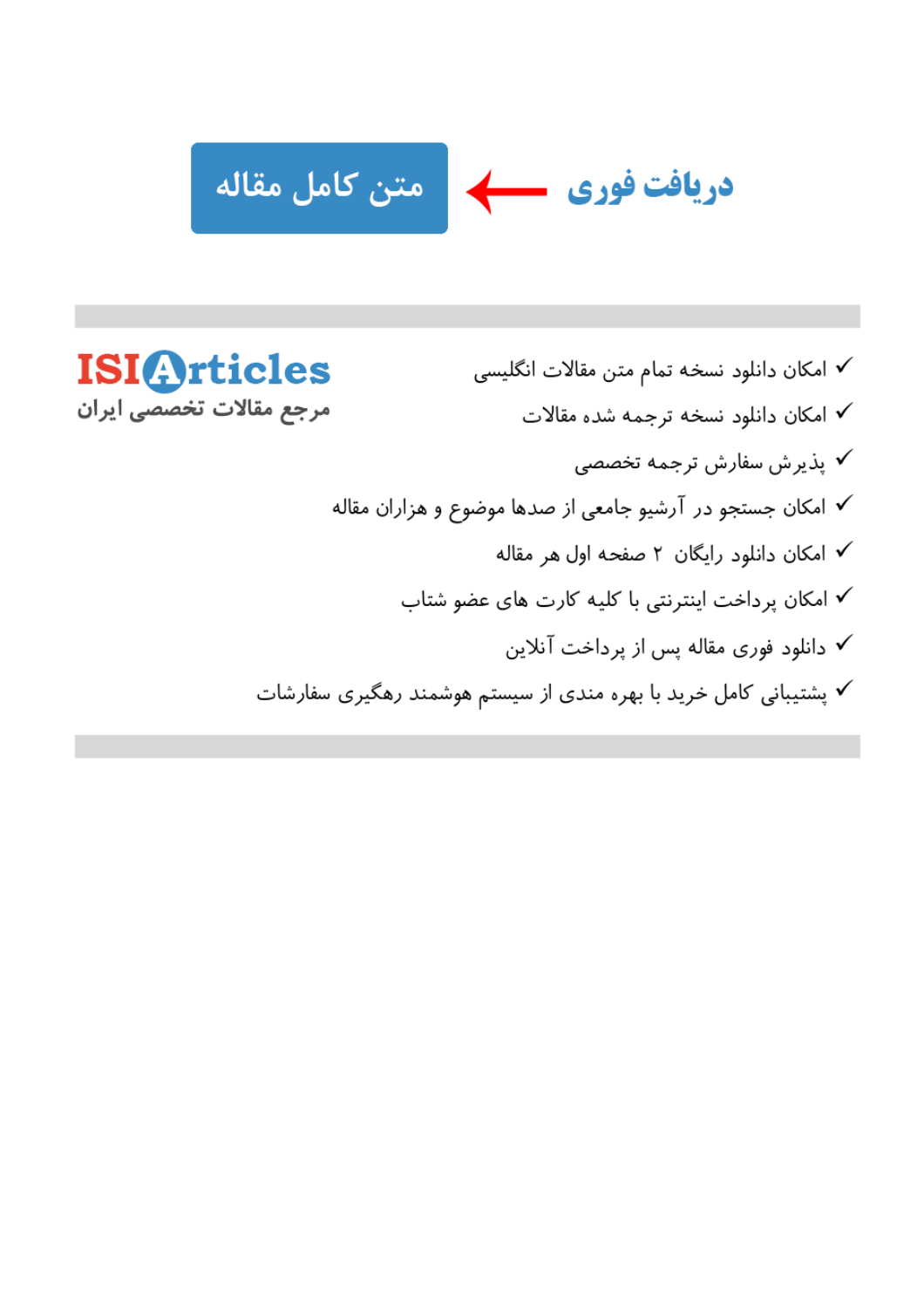دریافت فوری ← **متن کامل مقاله**

**ISIArticles**
مرجع مقالات تخصصی ایران

- ✓ امکان دانلود نسخه تمام متن مقالات انگلیسی
- ✓ امکان دانلود نسخه ترجمه شده مقالات
- ✓ پذیرش سفارش ترجمه تخصصی
- ✓ امکان جستجو در آرشیو جامعی از صدها موضوع و هزاران مقاله
- ✓ امکان دانلود رایگان ۲ صفحه اول هر مقاله
- ✓ امکان پرداخت اینترنتی با کلیه کارت های عضو شتاب
- ✓ دانلود فوری مقاله پس از پرداخت آنلاین
- ✓ پشتیبانی کامل خرید با بهره مندی از سیستم هوشمند رهگیری سفارشات